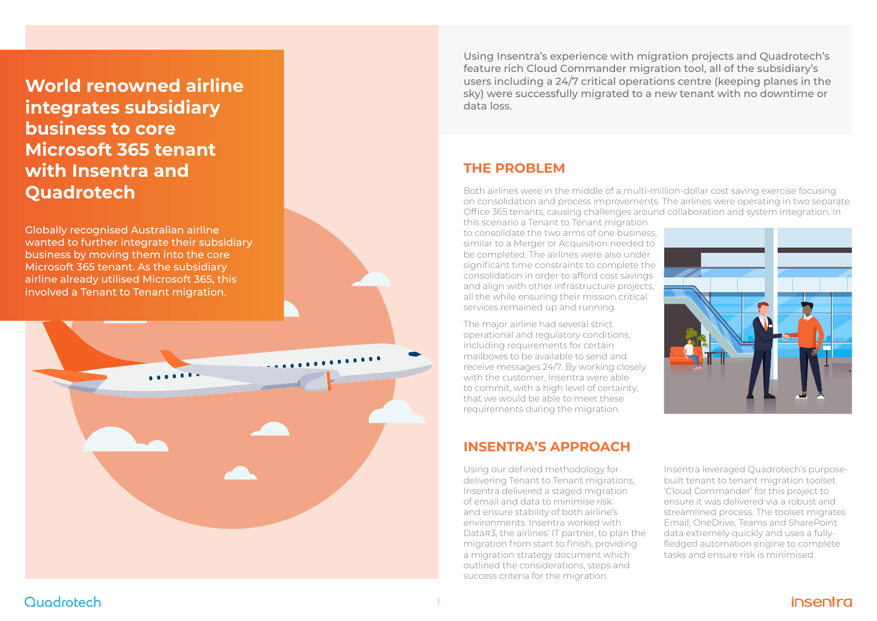# World renowned airline integrates subsidiary business to core Microsoft 365 tenant with Insentra and Quadrotech

Globally recognised Australian airline wanted to further integrate their subsidiary business by moving them into the core Microsoft 365 tenant. As the subsidiary airline already utilised Microsoft 365, this involved a Tenant to Tenant migration.

Using Insentra's experience with migration projects and Quadrotech's feature rich Cloud Commander migration tool, all of the subsidiary's users including a 24/7 critical operations centre (keeping planes in the sky) were successfully migrated to a new tenant with no downtime or data loss.

## THE PROBLEM

Both airlines were in the middle of a multi-million-dollar cost saving exercise focusing on consolidation and process improvements. The airlines were operating in two separate Office 365 tenants, causing challenges around collaboration and system integration. In this scenario a Tenant to Tenant migration to consolidate the two arms of one business, similar to a Merger or Acquisition needed to be completed. The airlines were also under significant time constraints to complete the consolidation in order to afford cost savings and align with other infrastructure projects, all the while ensuring their mission critical services remained up and running.

The major airline had several strict operational and regulatory conditions, including requirements for certain mailboxes to be available to send and receive messages 24/7. By working closely with the customer, Insentra were able to commit, with a high level of certainty, that we would be able to meet these requirements during the migration.

## INSENTRA'S APPROACH

Using our defined methodology for delivering Tenant to Tenant migrations, Insentra delivered a staged migration of email and data to minimise risk and ensure stability of both airline's environments. Insentra worked with Data#3, the airlines' IT partner, to plan the migration from start to finish, providing a migration strategy document which outlined the considerations, steps and success criteria for the migration.

Insentra leveraged Quadrotech's purpose-built tenant to tenant migration toolset 'Cloud Commander' for this project to ensure it was delivered via a robust and streamlined process. The toolset migrates Email, OneDrive, Teams and SharePoint data extremely quickly and uses a fully-fledged automation engine to complete tasks and ensure risk is minimised.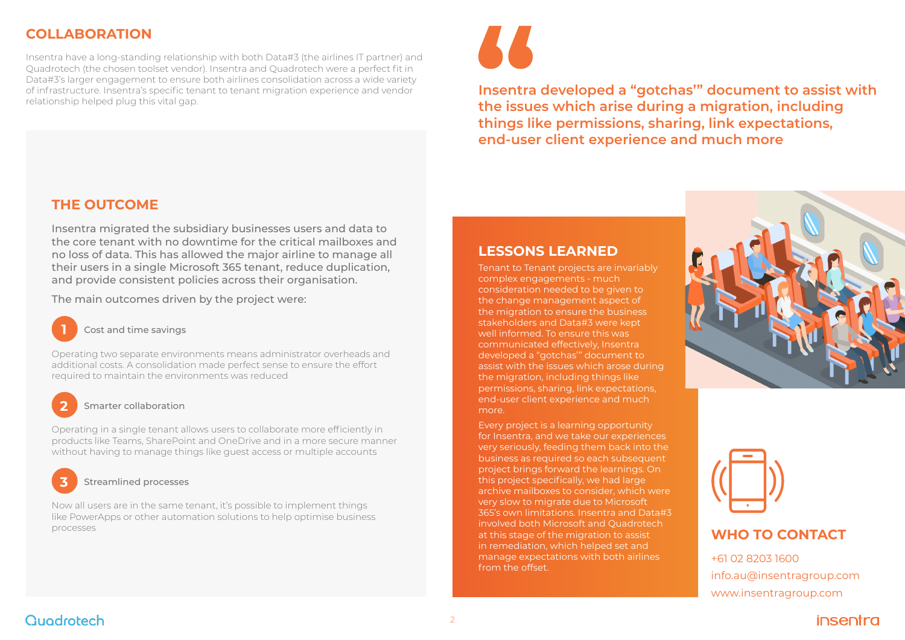## COLLABORATION

Insentra have a long-standing relationship with both Data#3 (the airlines IT partner) and Quadrotech (the chosen toolset vendor). Insentra and Quadrotech were a perfect fit in Data#3's larger engagement to ensure both airlines consolidation across a wide variety of infrastructure. Insentra's specific tenant to tenant migration experience and vendor relationship helped plug this vital gap.

## THE OUTCOME

Insentra migrated the subsidiary businesses users and data to the core tenant with no downtime for the critical mailboxes and no loss of data. This has allowed the major airline to manage all their users in a single Microsoft 365 tenant, reduce duplication, and provide consistent policies across their organisation.

The main outcomes driven by the project were:

**1 Cost and time savings**

Operating two separate environments means administrator overheads and additional costs. A consolidation made perfect sense to ensure the effort required to maintain the environments was reduced

**2 Smarter collaboration**

Operating in a single tenant allows users to collaborate more efficiently in products like Teams, SharePoint and OneDrive and in a more secure manner without having to manage things like guest access or multiple accounts

**3 Streamlined processes**

Now all users are in the same tenant, it's possible to implement things like PowerApps or other automation solutions to help optimise business processes

> **Insentra developed a "gotchas'" document to assist with the issues which arise during a migration, including things like permissions, sharing, link expectations, end-user client experience and much more**

## LESSONS LEARNED

Tenant to Tenant projects are invariably complex engagements - much consideration needed to be given to the change management aspect of the migration to ensure the business stakeholders and Data#3 were kept well informed. To ensure this was communicated effectively, Insentra developed a "gotchas'" document to assist with the issues which arose during the migration, including things like permissions, sharing, link expectations, end-user client experience and much more.

Every project is a learning opportunity for Insentra, and we take our experiences very seriously, feeding them back into the business as required so each subsequent project brings forward the learnings. On this project specifically, we had large archive mailboxes to consider, which were very slow to migrate due to Microsoft 365's own limitations. Insentra and Data#3 involved both Microsoft and Quadrotech at this stage of the migration to assist in remediation, which helped set and manage expectations with both airlines from the offset.

## WHO TO CONTACT

+61 02 8203 1600

info.au@insentragroup.com

www.insentragroup.com

Quadrotech

insentra